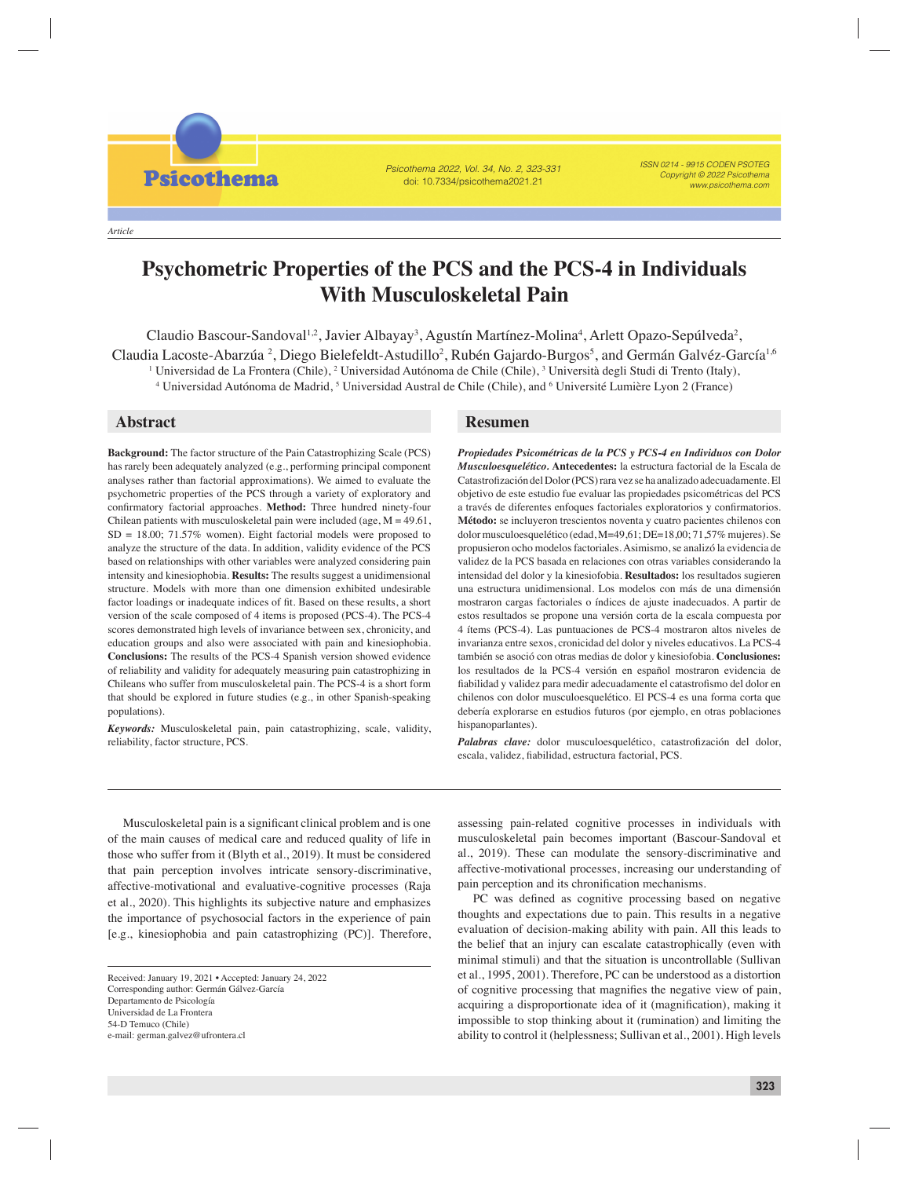Article

# Psychometric Properties of the PCS and the PCS-4 in Individuals With Musculoskeletal Pain

Claudio Bascour-Sandoval[1,2], Javier Albayay[3], Agustín Martínez-Molina[4], Arlett Opazo-Sepúlveda[2], Claudia Lacoste-Abarzúa [2], Diego Bielefeldt-Astudillo[2], Rubén Gajardo-Burgos[5], and Germán Galvéz-García[1,6]

[1] Universidad de La Frontera (Chile), [2] Universidad Autónoma de Chile (Chile), [3] Università degli Studi di Trento (Italy), [4] Universidad Autónoma de Madrid, [5] Universidad Austral de Chile (Chile), and [6] Université Lumière Lyon 2 (France)

## Abstract

**Background:** The factor structure of the Pain Catastrophizing Scale (PCS) has rarely been adequately analyzed (e.g., performing principal component analyses rather than factorial approximations). We aimed to evaluate the psychometric properties of the PCS through a variety of exploratory and confirmatory factorial approaches. **Method:** Three hundred ninety-four Chilean patients with musculoskeletal pain were included (age, M = 49.61, SD = 18.00; 71.57% women). Eight factorial models were proposed to analyze the structure of the data. In addition, validity evidence of the PCS based on relationships with other variables were analyzed considering pain intensity and kinesiophobia. **Results:** The results suggest a unidimensional structure. Models with more than one dimension exhibited undesirable factor loadings or inadequate indices of fit. Based on these results, a short version of the scale composed of 4 items is proposed (PCS-4). The PCS-4 scores demonstrated high levels of invariance between sex, chronicity, and education groups and also were associated with pain and kinesiophobia. **Conclusions:** The results of the PCS-4 Spanish version showed evidence of reliability and validity for adequately measuring pain catastrophizing in Chileans who suffer from musculoskeletal pain. The PCS-4 is a short form that should be explored in future studies (e.g., in other Spanish-speaking populations).

***Keywords:*** Musculoskeletal pain, pain catastrophizing, scale, validity, reliability, factor structure, PCS.

## Resumen

***Propiedades Psicométricas de la PCS y PCS-4 en Individuos con Dolor Musculoesquelético.*** **Antecedentes:** la estructura factorial de la Escala de Catastrofización del Dolor (PCS) rara vez se ha analizado adecuadamente. El objetivo de este estudio fue evaluar las propiedades psicométricas del PCS a través de diferentes enfoques factoriales exploratorios y confirmatorios. **Método:** se incluyeron trescientos noventa y cuatro pacientes chilenos con dolor musculoesquelético (edad, M=49,61; DE=18,00; 71,57% mujeres). Se propusieron ocho modelos factoriales. Asimismo, se analizó la evidencia de validez de la PCS basada en relaciones con otras variables considerando la intensidad del dolor y la kinesiofobia. **Resultados:** los resultados sugieren una estructura unidimensional. Los modelos con más de una dimensión mostraron cargas factoriales o índices de ajuste inadecuados. A partir de estos resultados se propone una versión corta de la escala compuesta por 4 ítems (PCS-4). Las puntuaciones de PCS-4 mostraron altos niveles de invarianza entre sexos, cronicidad del dolor y niveles educativos. La PCS-4 también se asoció con otras medias de dolor y kinesiofobia. **Conclusiones:** los resultados de la PCS-4 versión en español mostraron evidencia de fiabilidad y validez para medir adecuadamente el catastrofismo del dolor en chilenos con dolor musculoesquelético. El PCS-4 es una forma corta que debería explorarse en estudios futuros (por ejemplo, en otras poblaciones hispanoparlantes).

***Palabras clave:*** dolor musculoesquelético, catastrofización del dolor, escala, validez, fiabilidad, estructura factorial, PCS.

Musculoskeletal pain is a significant clinical problem and is one of the main causes of medical care and reduced quality of life in those who suffer from it (Blyth et al., 2019). It must be considered that pain perception involves intricate sensory-discriminative, affective-motivational and evaluative-cognitive processes (Raja et al., 2020). This highlights its subjective nature and emphasizes the importance of psychosocial factors in the experience of pain [e.g., kinesiophobia and pain catastrophizing (PC)]. Therefore, assessing pain-related cognitive processes in individuals with musculoskeletal pain becomes important (Bascour-Sandoval et al., 2019). These can modulate the sensory-discriminative and affective-motivational processes, increasing our understanding of pain perception and its chronification mechanisms.

PC was defined as cognitive processing based on negative thoughts and expectations due to pain. This results in a negative evaluation of decision-making ability with pain. All this leads to the belief that an injury can escalate catastrophically (even with minimal stimuli) and that the situation is uncontrollable (Sullivan et al., 1995, 2001). Therefore, PC can be understood as a distortion of cognitive processing that magnifies the negative view of pain, acquiring a disproportionate idea of it (magnification), making it impossible to stop thinking about it (rumination) and limiting the ability to control it (helplessness; Sullivan et al., 2001). High levels

Received: January 19, 2021 • Accepted: January 24, 2022
Corresponding author: Germán Gálvez-García
Departamento de Psicología
Universidad de La Frontera
54-D Temuco (Chile)
e-mail: german.galvez@ufrontera.cl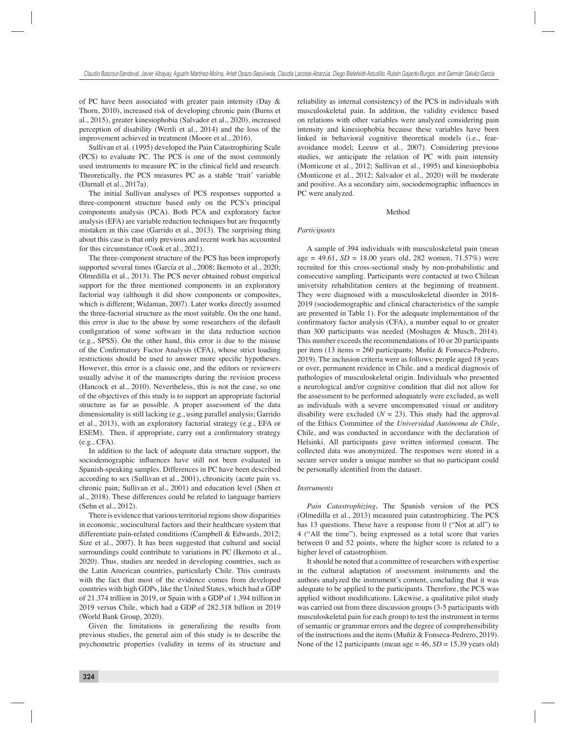of PC have been associated with greater pain intensity (Day & Thorn, 2010), increased risk of developing chronic pain (Burns et al., 2015), greater kinesiophobia (Salvador et al., 2020), increased perception of disability (Wertli et al., 2014) and the loss of the improvement achieved in treatment (Moore et al., 2016).

Sullivan et al. (1995) developed the Pain Catastrophizing Scale (PCS) to evaluate PC. The PCS is one of the most commonly used instruments to measure PC in the clinical field and research. Theoretically, the PCS measures PC as a stable 'trait' variable (Darnall et al., 2017a).

The initial Sullivan analyses of PCS responses supported a three-component structure based only on the PCS's principal components analysis (PCA). Both PCA and exploratory factor analysis (EFA) are variable reduction techniques but are frequently mistaken in this case (Garrido et al., 2013). The surprising thing about this case is that only previous and recent work has accounted for this circumstance (Cook et al., 2021).

The three-component structure of the PCS has been improperly supported several times (García et al., 2008; Ikemoto et al., 2020; Olmedilla et al., 2013). The PCS never obtained robust empirical support for the three mentioned components in an exploratory factorial way (although it did show components or composites, which is different; Widaman, 2007). Later works directly assumed the three-factorial structure as the most suitable. On the one hand, this error is due to the abuse by some researchers of the default configuration of some software in the data reduction section (e.g., SPSS). On the other hand, this error is due to the misuse of the Confirmatory Factor Analysis (CFA), whose strict loading restrictions should be used to answer more specific hypotheses. However, this error is a classic one, and the editors or reviewers usually advise it of the manuscripts during the revision process (Hancock et al., 2010). Nevertheless, this is not the case, so one of the objectives of this study is to support an appropriate factorial structure as far as possible. A proper assessment of the data dimensionality is still lacking (e.g., using parallel analysis; Garrido et al., 2013), with an exploratory factorial strategy (e.g., EFA or ESEM). Then, if appropriate, carry out a confirmatory strategy (e.g., CFA).

In addition to the lack of adequate data structure support, the sociodemographic influences have still not been evaluated in Spanish-speaking samples. Differences in PC have been described according to sex (Sullivan et al., 2001), chronicity (acute pain vs. chronic pain; Sullivan et al., 2001) and education level (Shen et al., 2018). These differences could be related to language barriers (Sehn et al., 2012).

There is evidence that various territorial regions show disparities in economic, sociocultural factors and their healthcare system that differentiate pain-related conditions (Campbell & Edwards, 2012; Size et al., 2007). It has been suggested that cultural and social surroundings could contribute to variations in PC (Ikemoto et al., 2020). Thus, studies are needed in developing countries, such as the Latin American countries, particularly Chile. This contrasts with the fact that most of the evidence comes from developed countries with high GDPs, like the United States, which had a GDP of 21.374 trillion in 2019, or Spain with a GDP of 1.394 trillion in 2019 versus Chile, which had a GDP of 282.318 billion in 2019 (World Bank Group, 2020).

Given the limitations in generalizing the results from previous studies, the general aim of this study is to describe the psychometric properties (validity in terms of its structure and reliability as internal consistency) of the PCS in individuals with musculoskeletal pain. In addition, the validity evidence based on relations with other variables were analyzed considering pain intensity and kinesiophobia because these variables have been linked in behavioral cognitive theoretical models (i.e., fear-avoidance model; Leeuw et al., 2007). Considering previous studies, we anticipate the relation of PC with pain intensity (Monticone et al., 2012; Sullivan et al., 1995) and kinesiophobia (Monticone et al., 2012; Salvador et al., 2020) will be moderate and positive. As a secondary aim, sociodemographic influences in PC were analyzed.

## Method

### *Participants*

A sample of 394 individuals with musculoskeletal pain (mean age = 49.61, *SD* = 18.00 years old, 282 women, 71.57%) were recruited for this cross-sectional study by non-probabilistic and consecutive sampling. Participants were contacted at two Chilean university rehabilitation centers at the beginning of treatment. They were diagnosed with a musculoskeletal disorder in 2018-2019 (sociodemographic and clinical characteristics of the sample are presented in Table 1). For the adequate implementation of the confirmatory factor analysis (CFA), a number equal to or greater than 300 participants was needed (Moshagen & Musch, 2014). This number exceeds the recommendations of 10 or 20 participants per item (13 items = 260 participants; Muñiz & Fonseca-Pedrero, 2019). The inclusion criteria were as follows: people aged 18 years or over, permanent residence in Chile, and a medical diagnosis of pathologies of musculoskeletal origin. Individuals who presented a neurological and/or cognitive condition that did not allow for the assessment to be performed adequately were excluded, as well as individuals with a severe uncompensated visual or auditory disability were excluded (*N* = 23). This study had the approval of the Ethics Committee of the *Universidad Autónoma de Chile*, Chile, and was conducted in accordance with the declaration of Helsinki. All participants gave written informed consent. The collected data was anonymized. The responses were stored in a secure server under a unique number so that no participant could be personally identified from the dataset.

### *Instruments*

***Pain Catastrophizing.*** The Spanish version of the PCS (Olmedilla et al., 2013) measured pain catastrophizing. The PCS has 13 questions. These have a response from 0 ("Not at all") to 4 ("All the time"), being expressed as a total score that varies between 0 and 52 points, where the higher score is related to a higher level of catastrophism.

It should be noted that a committee of researchers with expertise in the cultural adaptation of assessment instruments and the authors analyzed the instrument's content, concluding that it was adequate to be applied to the participants. Therefore, the PCS was applied without modifications. Likewise, a qualitative pilot study was carried out from three discussion groups (3-5 participants with musculoskeletal pain for each group) to test the instrument in terms of semantic or grammar errors and the degree of comprehensibility of the instructions and the items (Muñiz & Fonseca-Pedrero, 2019). None of the 12 participants (mean age = 46, *SD* = 15.39 years old)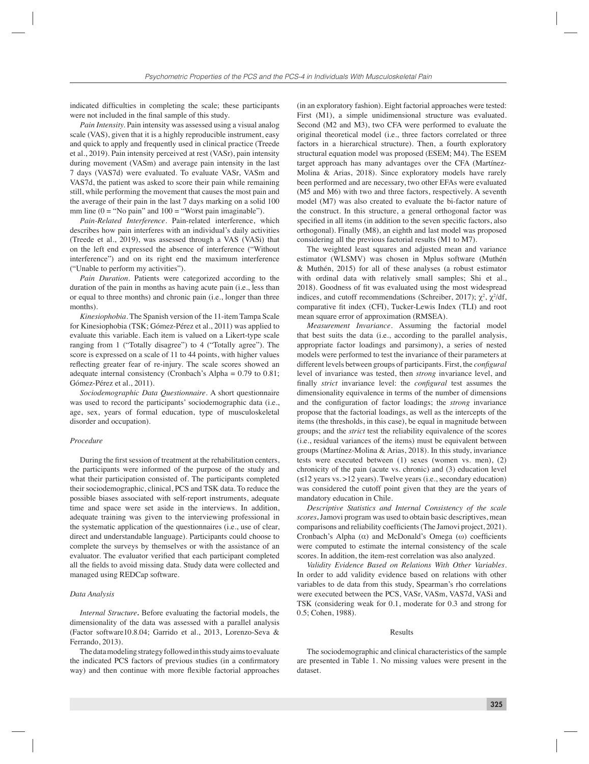indicated difficulties in completing the scale; these participants were not included in the final sample of this study.

*Pain Intensity.* Pain intensity was assessed using a visual analog scale (VAS), given that it is a highly reproducible instrument, easy and quick to apply and frequently used in clinical practice (Treede et al., 2019). Pain intensity perceived at rest (VASr), pain intensity during movement (VASm) and average pain intensity in the last 7 days (VAS7d) were evaluated. To evaluate VASr, VASm and VAS7d, the patient was asked to score their pain while remaining still, while performing the movement that causes the most pain and the average of their pain in the last 7 days marking on a solid 100 mm line (0 = "No pain" and 100 = "Worst pain imaginable").

*Pain-Related Interference.* Pain-related interference, which describes how pain interferes with an individual's daily activities (Treede et al., 2019), was assessed through a VAS (VASi) that on the left end expressed the absence of interference ("Without interference") and on its right end the maximum interference ("Unable to perform my activities").

*Pain Duration.* Patients were categorized according to the duration of the pain in months as having acute pain (i.e., less than or equal to three months) and chronic pain (i.e., longer than three months).

*Kinesiophobia.* The Spanish version of the 11-item Tampa Scale for Kinesiophobia (TSK; Gómez-Pérez et al., 2011) was applied to evaluate this variable. Each item is valued on a Likert-type scale ranging from 1 ("Totally disagree") to 4 ("Totally agree"). The score is expressed on a scale of 11 to 44 points, with higher values reflecting greater fear of re-injury. The scale scores showed an adequate internal consistency (Cronbach's Alpha = 0.79 to 0.81; Gómez-Pérez et al., 2011).

*Sociodemographic Data Questionnaire.* A short questionnaire was used to record the participants' sociodemographic data (i.e., age, sex, years of formal education, type of musculoskeletal disorder and occupation).

### *Procedure*

During the first session of treatment at the rehabilitation centers, the participants were informed of the purpose of the study and what their participation consisted of. The participants completed their sociodemographic, clinical, PCS and TSK data. To reduce the possible biases associated with self-report instruments, adequate time and space were set aside in the interviews. In addition, adequate training was given to the interviewing professional in the systematic application of the questionnaires (i.e., use of clear, direct and understandable language). Participants could choose to complete the surveys by themselves or with the assistance of an evaluator. The evaluator verified that each participant completed all the fields to avoid missing data. Study data were collected and managed using REDCap software.

### *Data Analysis*

***Internal Structure.*** Before evaluating the factorial models, the dimensionality of the data was assessed with a parallel analysis (Factor software10.8.04; Garrido et al., 2013, Lorenzo-Seva & Ferrando, 2013).

The data modeling strategy followed in this study aims to evaluate the indicated PCS factors of previous studies (in a confirmatory way) and then continue with more flexible factorial approaches (in an exploratory fashion). Eight factorial approaches were tested: First (M1), a simple unidimensional structure was evaluated. Second (M2 and M3), two CFA were performed to evaluate the original theoretical model (i.e., three factors correlated or three factors in a hierarchical structure). Then, a fourth exploratory structural equation model was proposed (ESEM; M4). The ESEM target approach has many advantages over the CFA (Martínez-Molina & Arias, 2018). Since exploratory models have rarely been performed and are necessary, two other EFAs were evaluated (M5 and M6) with two and three factors, respectively. A seventh model (M7) was also created to evaluate the bi-factor nature of the construct. In this structure, a general orthogonal factor was specified in all items (in addition to the seven specific factors, also orthogonal). Finally (M8), an eighth and last model was proposed considering all the previous factorial results (M1 to M7).

The weighted least squares and adjusted mean and variance estimator (WLSMV) was chosen in Mplus software (Muthén & Muthén, 2015) for all of these analyses (a robust estimator with ordinal data with relatively small samples; Shi et al., 2018). Goodness of fit was evaluated using the most widespread indices, and cutoff recommendations (Schreiber, 2017); $\chi^2$, $\chi^2$/df, comparative fit index (CFI), Tucker-Lewis Index (TLI) and root mean square error of approximation (RMSEA).

*Measurement Invariance.* Assuming the factorial model that best suits the data (i.e., according to the parallel analysis, appropriate factor loadings and parsimony), a series of nested models were performed to test the invariance of their parameters at different levels between groups of participants. First, the *configural* level of invariance was tested, then *strong* invariance level, and finally *strict* invariance level: the *configural* test assumes the dimensionality equivalence in terms of the number of dimensions and the configuration of factor loadings; the *strong* invariance propose that the factorial loadings, as well as the intercepts of the items (the thresholds, in this case), be equal in magnitude between groups; and the *strict* test the reliability equivalence of the scores (i.e., residual variances of the items) must be equivalent between groups (Martínez-Molina & Arias, 2018). In this study, invariance tests were executed between (1) sexes (women vs. men), (2) chronicity of the pain (acute vs. chronic) and (3) education level (≤12 years vs. >12 years). Twelve years (i.e., secondary education) was considered the cutoff point given that they are the years of mandatory education in Chile.

*Descriptive Statistics and Internal Consistency of the scale scores***.** Jamovi program was used to obtain basic descriptives, mean comparisons and reliability coefficients (The Jamovi project, 2021). Cronbach's Alpha (α) and McDonald's Omega (ω) coefficients were computed to estimate the internal consistency of the scale scores. In addition, the item-rest correlation was also analyzed.

*Validity Evidence Based on Relations With Other Variables.* In order to add validity evidence based on relations with other variables to de data from this study, Spearman's rho correlations were executed between the PCS, VASr, VASm, VAS7d, VASi and TSK (considering weak for 0.1, moderate for 0.3 and strong for 0.5; Cohen, 1988).

## Results

The sociodemographic and clinical characteristics of the sample are presented in Table 1. No missing values were present in the dataset.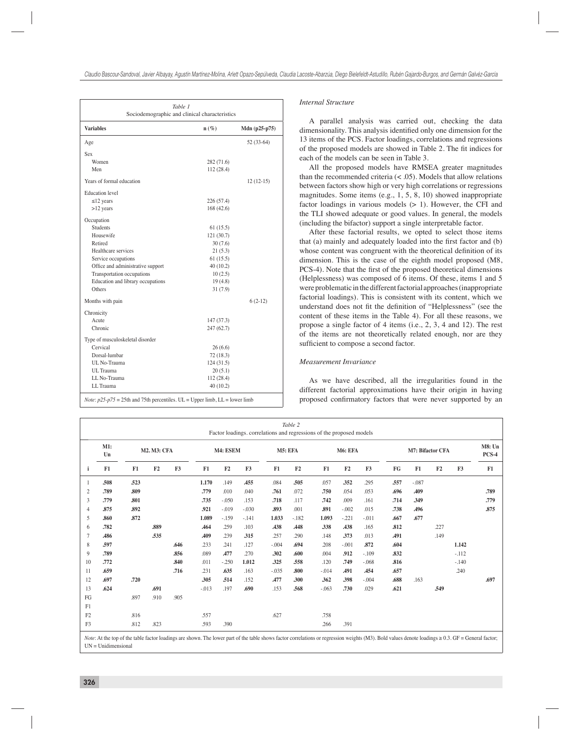| *Table 1*<br>Sociodemographic and clinical characteristics | | |
|---|---|---|
| **Variables** | **n (%)** | **Mdn (p25-p75)** |
| Age | | 52 (33-64) |
| Sex | | |
| Women | 282 (71.6) | |
| Men | 112 (28.4) | |
| Years of formal education | | 12 (12-15) |
| Education level | | |
| ≤12 years | 226 (57.4) | |
| >12 years | 168 (42.6) | |
| Occupation | | |
| Students | 61 (15.5) | |
| Housewife | 121 (30.7) | |
| Retired | 30 (7.6) | |
| Healthcare services | 21 (5.3) | |
| Service occupations | 61 (15.5) | |
| Office and administrative support | 40 (10.2) | |
| Transportation occupations | 10 (2.5) | |
| Education and library occupations | 19 (4.8) | |
| Others | 31 (7.9) | |
| Months with pain | | 6 (2-12) |
| Chronicity | | |
| Acute | 147 (37.3) | |
| Chronic | 247 (62.7) | |
| Type of musculoskeletal disorder | | |
| Cervical | 26 (6.6) | |
| Dorsal-lumbar | 72 (18.3) | |
| UL No-Trauma | 124 (31.5) | |
| UL Trauma | 20 (5.1) | |
| LL No-Trauma | 112 (28.4) | |
| LL Trauma | 40 (10.2) | |

*Note*: *p25-p75* = 25th and 75th percentiles. UL = Upper limb, LL = lower limb

### *Internal Structure*

A parallel analysis was carried out, checking the data dimensionality. This analysis identified only one dimension for the 13 items of the PCS. Factor loadings, correlations and regressions of the proposed models are showed in Table 2. The fit indices for each of the models can be seen in Table 3.

All the proposed models have RMSEA greater magnitudes than the recommended criteria (< .05). Models that allow relations between factors show high or very high correlations or regressions magnitudes. Some items (e.g., 1, 5, 8, 10) showed inappropriate factor loadings in various models (> 1). However, the CFI and the TLI showed adequate or good values. In general, the models (including the bifactor) support a single interpretable factor.

After these factorial results, we opted to select those items that (a) mainly and adequately loaded into the first factor and (b) whose content was congruent with the theoretical definition of its dimension. This is the case of the eighth model proposed (M8, PCS-4). Note that the first of the proposed theoretical dimensions (Helplessness) was composed of 6 items. Of these, items 1 and 5 were problematic in the different factorial approaches (inappropriate factorial loadings). This is consistent with its content, which we understand does not fit the definition of "Helplessness" (see the content of these items in the Table 4). For all these reasons, we propose a single factor of 4 items (i.e., 2, 3, 4 and 12). The rest of the items are not theoretically related enough, nor are they sufficient to compose a second factor.

### *Measurement Invariance*

As we have described, all the irregularities found in the different factorial approximations have their origin in having proposed confirmatory factors that were never supported by an

*Table 2*
Factor loadings. correlations and regressions of the proposed models

| | M1: Un | M2. M3: CFA | | | M4: ESEM | | | M5: EFA | | M6: EFA | | | M7: Bifactor CFA | | | | M8: Un PCS-4 |
|---|---|---|---|---|---|---|---|---|---|---|---|---|---|---|---|---|---|
| **i** | **F1** | **F1** | **F2** | **F3** | **F1** | **F2** | **F3** | **F1** | **F2** | **F1** | **F2** | **F3** | **FG** | **F1** | **F2** | **F3** | **F1** |
| 1 | **.508** | **.523** | | | **1.170** | .149 | **.455** | .084 | **.505** | .057 | **.352** | .295 | **.557** | -.087 | | | |
| 2 | **.789** | **.809** | | | **.779** | .010 | .040 | **.761** | .072 | **.750** | .054 | .053 | **.696** | **.409** | | | **.789** |
| 3 | **.779** | **.801** | | | **.735** | -.050 | .153 | **.718** | .117 | **.742** | .009 | .161 | **.714** | **.349** | | | **.779** |
| 4 | **.875** | **.892** | | | **.921** | -.019 | -.030 | **.893** | .001 | **.891** | -.002 | .015 | **.738** | **.496** | | | **.875** |
| 5 | **.860** | **.872** | | | **1.089** | -.159 | -.141 | **1.033** | -.182 | **1.093** | -.221 | -.011 | **.667** | **.677** | | | |
| 6 | **.782** | | **.889** | | **.464** | .259 | .103 | **.438** | **.448** | **.338** | **.438** | .165 | **.812** | | .227 | | |
| 7 | **.486** | | **.535** | | **.409** | .239 | **.315** | .257 | .290 | .148 | **.373** | .013 | **.491** | | .149 | | |
| 8 | **.597** | | | **.646** | .233 | .241 | .127 | -.004 | **.694** | .208 | -.001 | **.872** | **.604** | | | **1.142** | |
| 9 | **.789** | | | **.856** | .089 | **.477** | .270 | **.302** | **.600** | .004 | **.912** | -.109 | **.832** | | | -.112 | |
| 10 | **.772** | | | **.840** | .011 | -.250 | **1.012** | **.325** | **.558** | .120 | **.749** | -.068 | **.816** | | | -.140 | |
| 11 | **.659** | | | **.716** | .231 | **.635** | .163 | -.035 | **.800** | -.014 | **.491** | **.454** | **.657** | | | .240 | |
| 12 | **.697** | **.720** | | | **.305** | **.514** | .152 | **.477** | **.300** | **.362** | **.398** | -.004 | **.688** | .163 | | | **.697** |
| 13 | **.624** | | **.691** | | -.013 | .197 | **.690** | .153 | **.568** | -.063 | **.730** | .029 | **.621** | | **.549** | | |
| FG | | .897 | .910 | .905 | | | | | | | | | | | | | |
| F1 | | | | | | | | | | | | | | | | | |
| F2 | | .816 | | | .557 | | | .627 | | .758 | | | | | | | |
| F3 | | .812 | .823 | | .593 | .390 | | | | .266 | .391 | | | | | | |

*Note*: At the top of the table factor loadings are shown. The lower part of the table shows factor correlations or regression weights (M3). Bold values denote loadings ≥ 0.3. GF = General factor; UN = Unidimensional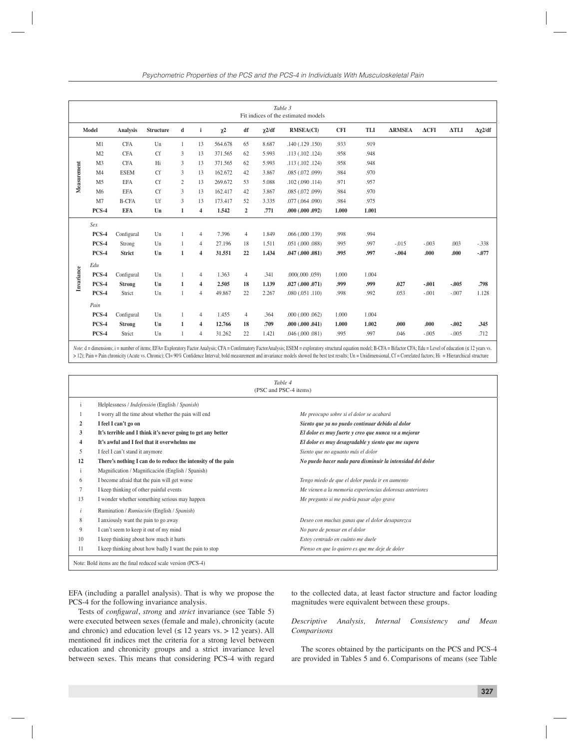*Table 3*
Fit indices of the estimated models

| | Model | Analysis | Structure | d | i | χ2 | df | χ2/df | RMSEA(CI) | CFI | TLI | ΔRMSEA | ΔCFI | ΔTLI | Δχ2/df |
|---|---|---|---|---|---|---|---|---|---|---|---|---|---|---|---|
| Measurement | M1 | CFA | Un | 1 | 13 | 564.678 | 65 | 8.687 | .140 (.129 .150) | .933 | .919 | | | | |
| | M2 | CFA | Cf | 3 | 13 | 371.565 | 62 | 5.993 | .113 (.102 .124) | .958 | .948 | | | | |
| | M3 | CFA | Hi | 3 | 13 | 371.565 | 62 | 5.993 | .113 (.102 .124) | .958 | .948 | | | | |
| | M4 | ESEM | Cf | 3 | 13 | 162.672 | 42 | 3.867 | .085 (.072 .099) | .984 | .970 | | | | |
| | M5 | EFA | Cf | 2 | 13 | 269.672 | 53 | 5.088 | .102 (.090 .114) | .971 | .957 | | | | |
| | M6 | EFA | Cf | 3 | 13 | 162.417 | 42 | 3.867 | .085 (.072 .099) | .984 | .970 | | | | |
| | M7 | B-CFA | Uf | 3 | 13 | 173.417 | 52 | 3.335 | .077 (.064 .090) | .984 | .975 | | | | |
| | **PCS-4** | **EFA** | **Un** | **1** | **4** | **1.542** | **2** | **.771** | **.000 (.000 .092)** | **1.000** | **1.001** | | | | |
| Invariance | *Sex* | | | | | | | | | | | | | | |
| | PCS-4 | Configural | Un | 1 | 4 | 7.396 | 4 | 1.849 | .066 (.000 .139) | .998 | .994 | | | | |
| | PCS-4 | Strong | Un | 1 | 4 | 27.196 | 18 | 1.511 | .051 (.000 .088) | .995 | .997 | -.015 | -.003 | .003 | -.338 |
| | **PCS-4** | **Strict** | **Un** | **1** | **4** | **31.551** | **22** | **1.434** | **.047 (.000 .081)** | **.995** | **.997** | **-.004** | **.000** | **.000** | **-.077** |
| | *Edu* | | | | | | | | | | | | | | |
| | PCS-4 | Configural | Un | 1 | 4 | 1.363 | 4 | .341 | .000(.000 .059) | 1.000 | 1.004 | | | | |
| | **PCS-4** | **Strong** | **Un** | **1** | **4** | **2.505** | **18** | **1.139** | **.027 (.000 .071)** | **.999** | **.999** | **.027** | **-.001** | **-.005** | **.798** |
| | PCS-4 | Strict | Un | 1 | 4 | 49.867 | 22 | 2.267 | .080 (.051 .110) | .998 | .992 | .053 | -.001 | -.007 | 1.128 |
| | *Pain* | | | | | | | | | | | | | | |
| | PCS-4 | Configural | Un | 1 | 4 | 1.455 | 4 | .364 | .000 (.000 .062) | 1.000 | 1.004 | | | | |
| | **PCS-4** | **Strong** | **Un** | **1** | **4** | **12.766** | **18** | **.709** | **.000 (.000 .041)** | **1.000** | **1.002** | **.000** | **.000** | **-.002** | **.345** |
| | PCS-4 | Strict | Un | 1 | 4 | 31.262 | 22 | 1.421 | .046 (.000 .081) | .995 | .997 | .046 | -.005 | -.005 | .712 |

*Note*: d = dimensions; i = number of items; EFA= Exploratory Factor Analysis; CFA = Confirmatory FactorAnalysis; ESEM = exploratory structural equation model; B-CFA = Bifactor CFA; Edu = Level of education (≤ 12 years vs. > 12); Pain = Pain chronicity (Acute vs. Chronic); CI= 90% Confidence Interval; bold measurement and invariance models showed the best test results; Un = Unidimensional, Cf = Correlated factors; Hi = Hierarchical structure

*Table 4*
(PSC and PSC-4 items)

| i | Helplessness / *Indefensión* (English / *Spanish*) | |
|---|---|---|
| 1 | I worry all the time about whether the pain will end | *Me preocupo sobre si el dolor se acabará* |
| **2** | **I feel I can't go on** | ***Siento que ya no puedo continuar debido al dolor*** |
| **3** | **It's terrible and I think it's never going to get any better** | ***El dolor es muy fuerte y creo que nunca va a mejorar*** |
| **4** | **It's awful and I feel that it overwhelms me** | ***El dolor es muy desagradable y siento que me supera*** |
| 5 | I feel I can't stand it anymore | *Siento que no aguanto más el dolor* |
| **12** | **There's nothing I can do to reduce the intensity of the pain** | ***No puedo hacer nada para disminuir la intensidad del dolor*** |
| i | Magnification / Magnificación (English / Spanish) | |
| 6 | I become afraid that the pain will get worse | *Tengo miedo de que el dolor pueda ir en aumento* |
| 7 | I keep thinking of other painful events | *Me vienen a la memoria experiencias dolorosas anteriores* |
| 13 | I wonder whether something serious may happen | *Me pregunto si me podría pasar algo grave* |
| *i* | Rumination / *Rumiación* (English / *Spanish*) | |
| 8 | I anxiously want the pain to go away | *Deseo con muchas ganas que el dolor desaparezca* |
| 9 | I can't seem to keep it out of my mind | *No paro de pensar en el dolor* |
| 10 | I keep thinking about how much it hurts | *Estoy centrado en cuánto me duele* |
| 11 | I keep thinking about how badly I want the pain to stop | *Pienso en que lo quiero es que me deje de doler* |

Note: Bold items are the final reduced scale version (PCS-4)

EFA (including a parallel analysis). That is why we propose the PCS-4 for the following invariance analysis.

Tests of *configural*, *strong* and *strict* invariance (see Table 5) were executed between sexes (female and male), chronicity (acute and chronic) and education level (≤ 12 years vs. > 12 years). All mentioned fit indices met the criteria for a strong level between education and chronicity groups and a strict invariance level between sexes. This means that considering PCS-4 with regard to the collected data, at least factor structure and factor loading magnitudes were equivalent between these groups.

### *Descriptive Analysis, Internal Consistency and Mean Comparisons*

The scores obtained by the participants on the PCS and PCS-4 are provided in Tables 5 and 6. Comparisons of means (see Table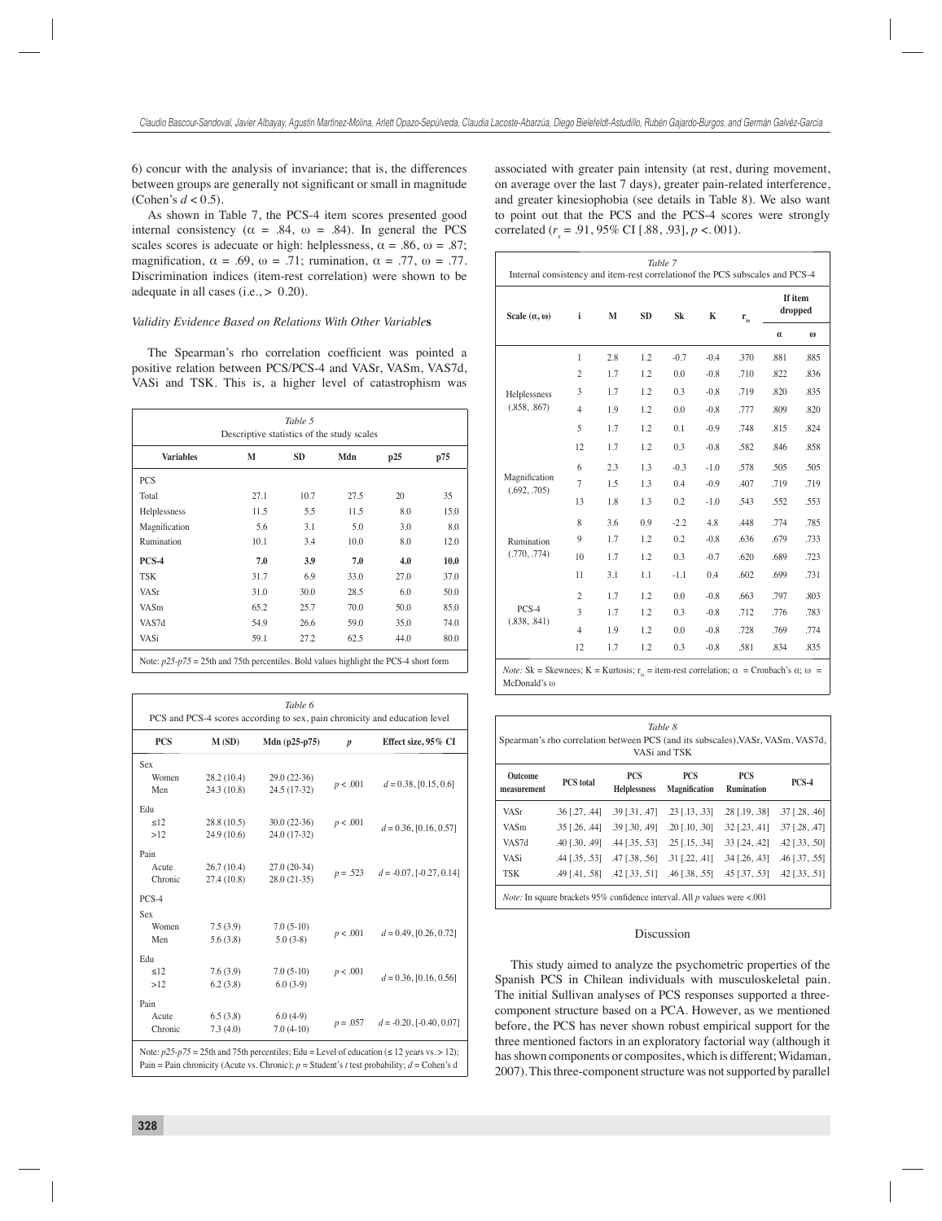6) concur with the analysis of invariance; that is, the differences between groups are generally not significant or small in magnitude (Cohen's $d < 0.5$).

As shown in Table 7, the PCS-4 item scores presented good internal consistency ($\alpha$ = .84, $\omega$ = .84). In general the PCS scales scores is adecuate or high: helplessness, $\alpha$ = .86, $\omega$ = .87; magnification, $\alpha$ = .69, $\omega$ = .71; rumination, $\alpha$ = .77, $\omega$ = .77. Discrimination indices (item-rest correlation) were shown to be adequate in all cases (i.e., > 0.20).

### *Validity Evidence Based on Relations With Other Variables*

The Spearman's rho correlation coefficient was pointed a positive relation between PCS/PCS-4 and VASr, VASm, VAS7d, VASi and TSK. This is, a higher level of catastrophism was associated with greater pain intensity (at rest, during movement, on average over the last 7 days), greater pain-related interference, and greater kinesiophobia (see details in Table 8). We also want to point out that the PCS and the PCS-4 scores were strongly correlated ($r_s$ = .91, 95% CI [.88, .93], $p$ <. 001).

Table 5
Descriptive statistics of the study scales

| Variables | M | SD | Mdn | p25 | p75 |
|---|---|---|---|---|---|
| PCS | | | | | |
| Total | 27.1 | 10.7 | 27.5 | 20 | 35 |
| Helplessness | 11.5 | 5.5 | 11.5 | 8.0 | 15.0 |
| Magnification | 5.6 | 3.1 | 5.0 | 3.0 | 8.0 |
| Rumination | 10.1 | 3.4 | 10.0 | 8.0 | 12.0 |
| **PCS-4** | **7.0** | **3.9** | **7.0** | **4.0** | **10.0** |
| TSK | 31.7 | 6.9 | 33.0 | 27.0 | 37.0 |
| VASr | 31.0 | 30.0 | 28.5 | 6.0 | 50.0 |
| VASm | 65.2 | 25.7 | 70.0 | 50.0 | 85.0 |
| VAS7d | 54.9 | 26.6 | 59.0 | 35.0 | 74.0 |
| VASi | 59.1 | 27.2 | 62.5 | 44.0 | 80.0 |

Note: *p25-p75* = 25th and 75th percentiles. Bold values highlight the PCS-4 short form

Table 6
PCS and PCS-4 scores according to sex, pain chronicity and education level

| PCS | M (SD) | Mdn (p25-p75) | *p* | Effect size, 95% CI |
|---|---|---|---|---|
| Sex | | | | |
| Women | 28.2 (10.4) | 29.0 (22-36) | $p$ < .001 | $d$ = 0.38, [0.15, 0.6] |
| Men | 24.3 (10.8) | 24.5 (17-32) | | |
| Edu | | | | |
| ≤12 | 28.8 (10.5) | 30.0 (22-36) | $p$ < .001 | $d$ = 0.36, [0.16, 0.57] |
| >12 | 24.9 (10.6) | 24.0 (17-32) | | |
| Pain | | | | |
| Acute | 26.7 (10.4) | 27.0 (20-34) | $p$ = .523 | $d$ = -0.07, [-0.27, 0.14] |
| Chronic | 27.4 (10.8) | 28.0 (21-35) | | |
| PCS-4 | | | | |
| Sex | | | | |
| Women | 7.5 (3.9) | 7.0 (5-10) | $p$ < .001 | $d$ = 0.49, [0.26, 0.72] |
| Men | 5.6 (3.8) | 5.0 (3-8) | | |
| Edu | | | | |
| ≤12 | 7.6 (3.9) | 7.0 (5-10) | $p$ < .001 | $d$ = 0.36, [0.16, 0.56] |
| >12 | 6.2 (3.8) | 6.0 (3-9) | | |
| Pain | | | | |
| Acute | 6.5 (3.8) | 6.0 (4-9) | $p$ = .057 | $d$ = -0.20, [-0.40, 0.07] |
| Chronic | 7.3 (4.0) | 7.0 (4-10) | | |

Note: *p25-p75* = 25th and 75th percentiles; Edu = Level of education (≤ 12 years vs. > 12); Pain = Pain chronicity (Acute vs. Chronic); *p* = Student's *t* test probability; *d* = Cohen's d

Table 7
Internal consistency and item-rest correlationof the PCS subscales and PCS-4

| Scale ($\alpha$, $\omega$) | i | M | SD | Sk | K | $r_{ix}$ | If item dropped | |
|---|---|---|---|---|---|---|---|---|
| | | | | | | | $\alpha$ | $\omega$ |
| Helplessness (.858, .867) | 1 | 2.8 | 1.2 | -0.7 | -0.4 | .370 | .881 | .885 |
| | 2 | 1.7 | 1.2 | 0.0 | -0.8 | .710 | .822 | .836 |
| | 3 | 1.7 | 1.2 | 0.3 | -0.8 | .719 | .820 | .835 |
| | 4 | 1.9 | 1.2 | 0.0 | -0.8 | .777 | .809 | .820 |
| | 5 | 1.7 | 1.2 | 0.1 | -0.9 | .748 | .815 | .824 |
| | 12 | 1.7 | 1.2 | 0.3 | -0.8 | .582 | .846 | .858 |
| Magnification (.692, .705) | 6 | 2.3 | 1.3 | -0.3 | -1.0 | .578 | .505 | .505 |
| | 7 | 1.5 | 1.3 | 0.4 | -0.9 | .407 | .719 | .719 |
| | 13 | 1.8 | 1.3 | 0.2 | -1.0 | .543 | .552 | .553 |
| Rumination (.770, .774) | 8 | 3.6 | 0.9 | -2.2 | 4.8 | .448 | .774 | .785 |
| | 9 | 1.7 | 1.2 | 0.2 | -0.8 | .636 | .679 | .733 |
| | 10 | 1.7 | 1.2 | 0.3 | -0.7 | .620 | .689 | .723 |
| | 11 | 3.1 | 1.1 | -1.1 | 0.4 | .602 | .699 | .731 |
| PCS-4 (.838, .841) | 2 | 1.7 | 1.2 | 0.0 | -0.8 | .663 | .797 | .803 |
| | 3 | 1.7 | 1.2 | 0.3 | -0.8 | .712 | .776 | .783 |
| | 4 | 1.9 | 1.2 | 0.0 | -0.8 | .728 | .769 | .774 |
| | 12 | 1.7 | 1.2 | 0.3 | -0.8 | .581 | .834 | .835 |

*Note:* Sk = Skewnees; K = Kurtosis; $r_{ix}$ = item-rest correlation; $\alpha$ = Cronbach's $\alpha$; $\omega$ = McDonald's $\omega$

Table 8
Spearman's rho correlation between PCS (and its subscales),VASr, VASm, VAS7d, VASi and TSK

| Outcome measurement | PCS total | PCS Helplessness | PCS Magnification | PCS Rumination | PCS-4 |
|---|---|---|---|---|---|
| VASr | .36 [.27, .44] | .39 [.31, .47] | .23 [.13, .33] | .28 [.19, .38] | .37 [.28, .46] |
| VASm | .35 [.26, .44] | .39 [.30, .49] | .20 [.10, .30] | .32 [.23, .41] | .37 [.28, .47] |
| VAS7d | .40 [.30, .49] | .44 [.35, .53] | .25 [.15, .34] | .33 [.24, .42] | .42 [.33, .50] |
| VASi | .44 [.35, .53] | .47 [.38, .56] | .31 [.22, .41] | .34 [.26, .43] | .46 [.37, .55] |
| TSK | .49 [.41, .58] | .42 [.33, .51] | .46 [.38, .55] | .45 [.37, .53] | .42 [.33, .51] |

*Note:* In square brackets 95% confidence interval. All *p* values were <.001

## Discussion

This study aimed to analyze the psychometric properties of the Spanish PCS in Chilean individuals with musculoskeletal pain. The initial Sullivan analyses of PCS responses supported a three-component structure based on a PCA. However, as we mentioned before, the PCS has never shown robust empirical support for the three mentioned factors in an exploratory factorial way (although it has shown components or composites, which is different; Widaman, 2007). This three-component structure was not supported by parallel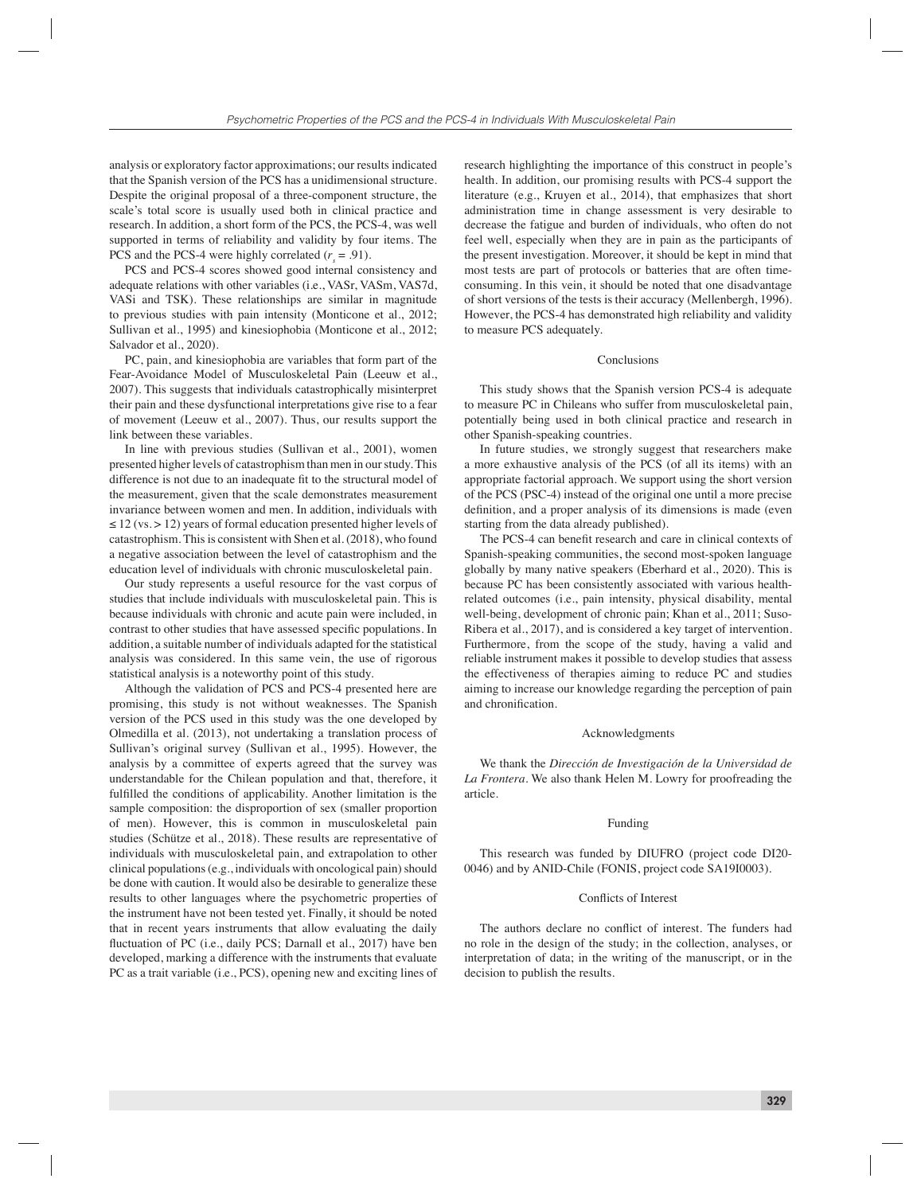analysis or exploratory factor approximations; our results indicated that the Spanish version of the PCS has a unidimensional structure. Despite the original proposal of a three-component structure, the scale's total score is usually used both in clinical practice and research. In addition, a short form of the PCS, the PCS-4, was well supported in terms of reliability and validity by four items. The PCS and the PCS-4 were highly correlated ($r_s = .91$).

PCS and PCS-4 scores showed good internal consistency and adequate relations with other variables (i.e., VASr, VASm, VAS7d, VASi and TSK). These relationships are similar in magnitude to previous studies with pain intensity (Monticone et al., 2012; Sullivan et al., 1995) and kinesiophobia (Monticone et al., 2012; Salvador et al., 2020).

PC, pain, and kinesiophobia are variables that form part of the Fear-Avoidance Model of Musculoskeletal Pain (Leeuw et al., 2007). This suggests that individuals catastrophically misinterpret their pain and these dysfunctional interpretations give rise to a fear of movement (Leeuw et al., 2007). Thus, our results support the link between these variables.

In line with previous studies (Sullivan et al., 2001), women presented higher levels of catastrophism than men in our study. This difference is not due to an inadequate fit to the structural model of the measurement, given that the scale demonstrates measurement invariance between women and men. In addition, individuals with ≤ 12 (vs. > 12) years of formal education presented higher levels of catastrophism. This is consistent with Shen et al. (2018), who found a negative association between the level of catastrophism and the education level of individuals with chronic musculoskeletal pain.

Our study represents a useful resource for the vast corpus of studies that include individuals with musculoskeletal pain. This is because individuals with chronic and acute pain were included, in contrast to other studies that have assessed specific populations. In addition, a suitable number of individuals adapted for the statistical analysis was considered. In this same vein, the use of rigorous statistical analysis is a noteworthy point of this study.

Although the validation of PCS and PCS-4 presented here are promising, this study is not without weaknesses. The Spanish version of the PCS used in this study was the one developed by Olmedilla et al. (2013), not undertaking a translation process of Sullivan's original survey (Sullivan et al., 1995). However, the analysis by a committee of experts agreed that the survey was understandable for the Chilean population and that, therefore, it fulfilled the conditions of applicability. Another limitation is the sample composition: the disproportion of sex (smaller proportion of men). However, this is common in musculoskeletal pain studies (Schütze et al., 2018). These results are representative of individuals with musculoskeletal pain, and extrapolation to other clinical populations (e.g., individuals with oncological pain) should be done with caution. It would also be desirable to generalize these results to other languages where the psychometric properties of the instrument have not been tested yet. Finally, it should be noted that in recent years instruments that allow evaluating the daily fluctuation of PC (i.e., daily PCS; Darnall et al., 2017) have been developed, marking a difference with the instruments that evaluate PC as a trait variable (i.e., PCS), opening new and exciting lines of research highlighting the importance of this construct in people's health. In addition, our promising results with PCS-4 support the literature (e.g., Kruyen et al., 2014), that emphasizes that short administration time in change assessment is very desirable to decrease the fatigue and burden of individuals, who often do not feel well, especially when they are in pain as the participants of the present investigation. Moreover, it should be kept in mind that most tests are part of protocols or batteries that are often time-consuming. In this vein, it should be noted that one disadvantage of short versions of the tests is their accuracy (Mellenbergh, 1996). However, the PCS-4 has demonstrated high reliability and validity to measure PCS adequately.

## Conclusions

This study shows that the Spanish version PCS-4 is adequate to measure PC in Chileans who suffer from musculoskeletal pain, potentially being used in both clinical practice and research in other Spanish-speaking countries.

In future studies, we strongly suggest that researchers make a more exhaustive analysis of the PCS (of all its items) with an appropriate factorial approach. We support using the short version of the PCS (PSC-4) instead of the original one until a more precise definition, and a proper analysis of its dimensions is made (even starting from the data already published).

The PCS-4 can benefit research and care in clinical contexts of Spanish-speaking communities, the second most-spoken language globally by many native speakers (Eberhard et al., 2020). This is because PC has been consistently associated with various health-related outcomes (i.e., pain intensity, physical disability, mental well-being, development of chronic pain; Khan et al., 2011; Suso-Ribera et al., 2017), and is considered a key target of intervention. Furthermore, from the scope of the study, having a valid and reliable instrument makes it possible to develop studies that assess the effectiveness of therapies aiming to reduce PC and studies aiming to increase our knowledge regarding the perception of pain and chronification.

## Acknowledgments

We thank the *Dirección de Investigación de la Universidad de La Frontera*. We also thank Helen M. Lowry for proofreading the article.

## Funding

This research was funded by DIUFRO (project code DI20-0046) and by ANID-Chile (FONIS, project code SA19I0003).

## Conflicts of Interest

The authors declare no conflict of interest. The funders had no role in the design of the study; in the collection, analyses, or interpretation of data; in the writing of the manuscript, or in the decision to publish the results.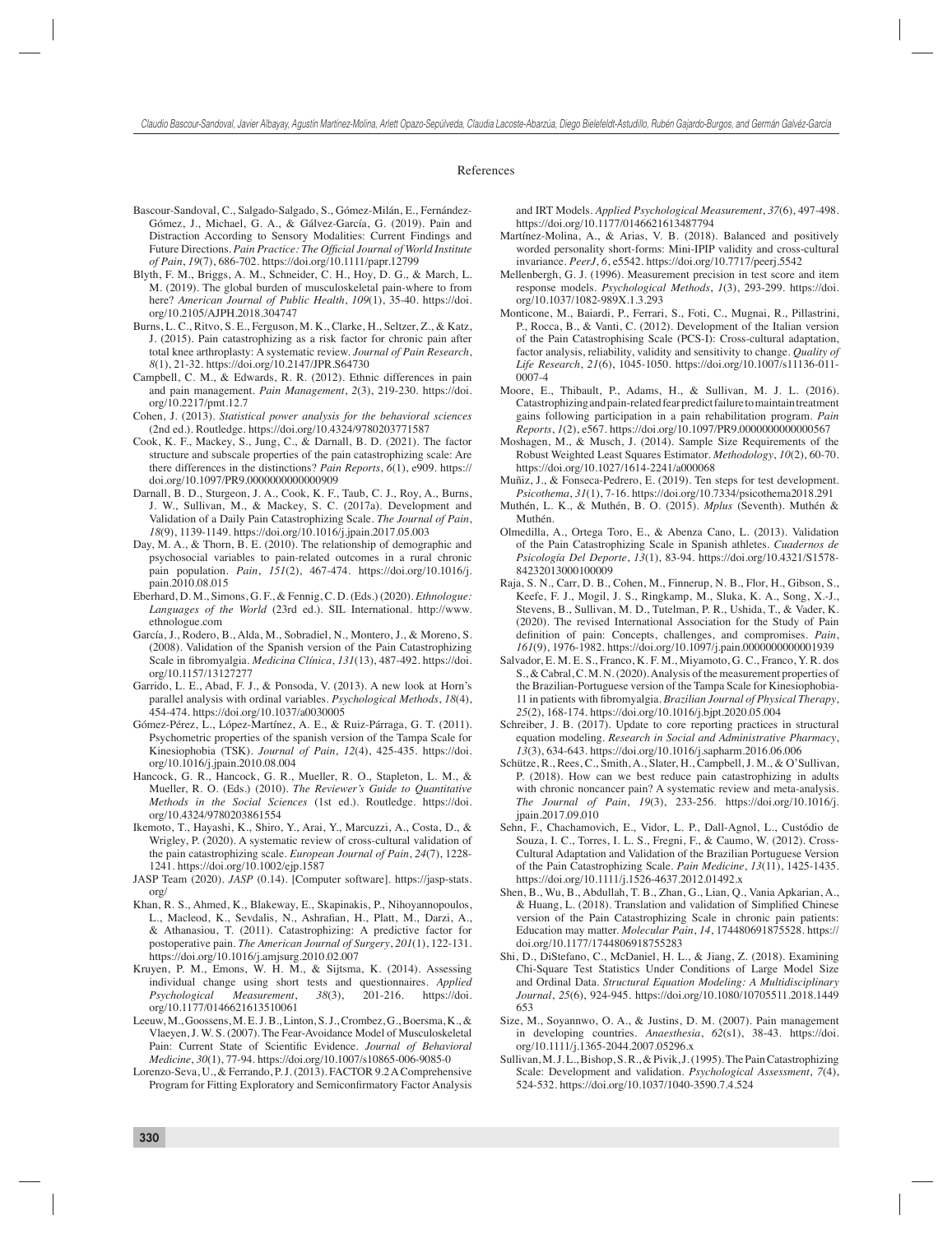## References

Bascour-Sandoval, C., Salgado-Salgado, S., Gómez-Milán, E., Fernández-Gómez, J., Michael, G. A., & Gálvez-García, G. (2019). Pain and Distraction According to Sensory Modalities: Current Findings and Future Directions. *Pain Practice: The Official Journal of World Institute of Pain*, *19*(7), 686-702. https://doi.org/10.1111/papr.12799

Blyth, F. M., Briggs, A. M., Schneider, C. H., Hoy, D. G., & March, L. M. (2019). The global burden of musculoskeletal pain-where to from here? *American Journal of Public Health*, *109*(1), 35-40. https://doi.org/10.2105/AJPH.2018.304747

Burns, L. C., Ritvo, S. E., Ferguson, M. K., Clarke, H., Seltzer, Z., & Katz, J. (2015). Pain catastrophizing as a risk factor for chronic pain after total knee arthroplasty: A systematic review. *Journal of Pain Research*, *8*(1), 21-32. https://doi.org/10.2147/JPR.S64730

Campbell, C. M., & Edwards, R. R. (2012). Ethnic differences in pain and pain management. *Pain Management*, *2*(3), 219-230. https://doi.org/10.2217/pmt.12.7

Cohen, J. (2013). *Statistical power analysis for the behavioral sciences* (2nd ed.). Routledge. https://doi.org/10.4324/9780203771587

Cook, K. F., Mackey, S., Jung, C., & Darnall, B. D. (2021). The factor structure and subscale properties of the pain catastrophizing scale: Are there differences in the distinctions? *Pain Reports*, *6*(1), e909. https://doi.org/10.1097/PR9.0000000000000909

Darnall, B. D., Sturgeon, J. A., Cook, K. F., Taub, C. J., Roy, A., Burns, J. W., Sullivan, M., & Mackey, S. C. (2017a). Development and Validation of a Daily Pain Catastrophizing Scale. *The Journal of Pain*, *18*(9), 1139-1149. https://doi.org/10.1016/j.jpain.2017.05.003

Day, M. A., & Thorn, B. E. (2010). The relationship of demographic and psychosocial variables to pain-related outcomes in a rural chronic pain population. *Pain*, *151*(2), 467-474. https://doi.org/10.1016/j.pain.2010.08.015

Eberhard, D. M., Simons, G. F., & Fennig, C. D. (Eds.) (2020). *Ethnologue: Languages of the World* (23rd ed.). SIL International. http://www.ethnologue.com

García, J., Rodero, B., Alda, M., Sobradiel, N., Montero, J., & Moreno, S. (2008). Validation of the Spanish version of the Pain Catastrophizing Scale in fibromyalgia. *Medicina Clínica*, *131*(13), 487-492. https://doi.org/10.1157/13127277

Garrido, L. E., Abad, F. J., & Ponsoda, V. (2013). A new look at Horn's parallel analysis with ordinal variables. *Psychological Methods*, *18*(4), 454-474. https://doi.org/10.1037/a0030005

Gómez-Pérez, L., López-Martínez, A. E., & Ruiz-Párraga, G. T. (2011). Psychometric properties of the spanish version of the Tampa Scale for Kinesiophobia (TSK). *Journal of Pain*, *12*(4), 425-435. https://doi.org/10.1016/j.jpain.2010.08.004

Hancock, G. R., Hancock, G. R., Mueller, R. O., Stapleton, L. M., & Mueller, R. O. (Eds.) (2010). *The Reviewer's Guide to Quantitative Methods in the Social Sciences* (1st ed.). Routledge. https://doi.org/10.4324/9780203861554

Ikemoto, T., Hayashi, K., Shiro, Y., Arai, Y., Marcuzzi, A., Costa, D., & Wrigley, P. (2020). A systematic review of cross-cultural validation of the pain catastrophizing scale. *European Journal of Pain*, *24*(7), 1228-1241. https://doi.org/10.1002/ejp.1587

JASP Team (2020). *JASP* (0.14). [Computer software]. https://jasp-stats.org/

Khan, R. S., Ahmed, K., Blakeway, E., Skapinakis, P., Nihoyannopoulos, L., Macleod, K., Sevdalis, N., Ashrafian, H., Platt, M., Darzi, A., & Athanasiou, T. (2011). Catastrophizing: A predictive factor for postoperative pain. *The American Journal of Surgery*, *201*(1), 122-131. https://doi.org/10.1016/j.amjsurg.2010.02.007

Kruyen, P. M., Emons, W. H. M., & Sijtsma, K. (2014). Assessing individual change using short tests and questionnaires. *Applied Psychological Measurement*, *38*(3), 201-216. https://doi.org/10.1177/0146621613510061

Leeuw, M., Goossens, M. E. J. B., Linton, S. J., Crombez, G., Boersma, K., & Vlaeyen, J. W. S. (2007). The Fear-Avoidance Model of Musculoskeletal Pain: Current State of Scientific Evidence. *Journal of Behavioral Medicine*, *30*(1), 77-94. https://doi.org/10.1007/s10865-006-9085-0

Lorenzo-Seva, U., & Ferrando, P. J. (2013). FACTOR 9.2 A Comprehensive Program for Fitting Exploratory and Semiconfirmatory Factor Analysis and IRT Models. *Applied Psychological Measurement*, *37*(6), 497-498. https://doi.org/10.1177/0146621613487794

Martínez-Molina, A., & Arias, V. B. (2018). Balanced and positively worded personality short-forms: Mini-IPIP validity and cross-cultural invariance. *PeerJ*, *6*, e5542. https://doi.org/10.7717/peerj.5542

Mellenbergh, G. J. (1996). Measurement precision in test score and item response models. *Psychological Methods*, *1*(3), 293-299. https://doi.org/10.1037/1082-989X.1.3.293

Monticone, M., Baiardi, P., Ferrari, S., Foti, C., Mugnai, R., Pillastrini, P., Rocca, B., & Vanti, C. (2012). Development of the Italian version of the Pain Catastrophising Scale (PCS-I): Cross-cultural adaptation, factor analysis, reliability, validity and sensitivity to change. *Quality of Life Research*, *21*(6), 1045-1050. https://doi.org/10.1007/s11136-011-0007-4

Moore, E., Thibault, P., Adams, H., & Sullivan, M. J. L. (2016). Catastrophizing and pain-related fear predict failure to maintain treatment gains following participation in a pain rehabilitation program. *Pain Reports*, *1*(2), e567. https://doi.org/10.1097/PR9.0000000000000567

Moshagen, M., & Musch, J. (2014). Sample Size Requirements of the Robust Weighted Least Squares Estimator. *Methodology*, *10*(2), 60-70. https://doi.org/10.1027/1614-2241/a000068

Muñiz, J., & Fonseca-Pedrero, E. (2019). Ten steps for test development. *Psicothema*, *31*(1), 7-16. https://doi.org/10.7334/psicothema2018.291

Muthén, L. K., & Muthén, B. O. (2015). *Mplus* (Seventh). Muthén & Muthén.

Olmedilla, A., Ortega Toro, E., & Abenza Cano, L. (2013). Validation of the Pain Catastrophizing Scale in Spanish athletes. *Cuadernos de Psicología Del Deporte*, *13*(1), 83-94. https://doi.org/10.4321/S1578-84232013000100009

Raja, S. N., Carr, D. B., Cohen, M., Finnerup, N. B., Flor, H., Gibson, S., Keefe, F. J., Mogil, J. S., Ringkamp, M., Sluka, K. A., Song, X.-J., Stevens, B., Sullivan, M. D., Tutelman, P. R., Ushida, T., & Vader, K. (2020). The revised International Association for the Study of Pain definition of pain: Concepts, challenges, and compromises. *Pain*, *161*(9), 1976-1982. https://doi.org/10.1097/j.pain.0000000000001939

Salvador, E. M. E. S., Franco, K. F. M., Miyamoto, G. C., Franco, Y. R. dos S., & Cabral, C. M. N. (2020). Analysis of the measurement properties of the Brazilian-Portuguese version of the Tampa Scale for Kinesiophobia-11 in patients with fibromyalgia. *Brazilian Journal of Physical Therapy*, *25*(2), 168-174. https://doi.org/10.1016/j.bjpt.2020.05.004

Schreiber, J. B. (2017). Update to core reporting practices in structural equation modeling. *Research in Social and Administrative Pharmacy*, *13*(3), 634-643. https://doi.org/10.1016/j.sapharm.2016.06.006

Schütze, R., Rees, C., Smith, A., Slater, H., Campbell, J. M., & O'Sullivan, P. (2018). How can we best reduce pain catastrophizing in adults with chronic noncancer pain? A systematic review and meta-analysis. *The Journal of Pain*, *19*(3), 233-256. https://doi.org/10.1016/j.jpain.2017.09.010

Sehn, F., Chachamovich, E., Vidor, L. P., Dall-Agnol, L., Custódio de Souza, I. C., Torres, I. L. S., Fregni, F., & Caumo, W. (2012). Cross-Cultural Adaptation and Validation of the Brazilian Portuguese Version of the Pain Catastrophizing Scale. *Pain Medicine*, *13*(11), 1425-1435. https://doi.org/10.1111/j.1526-4637.2012.01492.x

Shen, B., Wu, B., Abdullah, T. B., Zhan, G., Lian, Q., Vania Apkarian, A., & Huang, L. (2018). Translation and validation of Simplified Chinese version of the Pain Catastrophizing Scale in chronic pain patients: Education may matter. *Molecular Pain*, *14*, 174480691875528. https://doi.org/10.1177/1744806918755283

Shi, D., DiStefano, C., McDaniel, H. L., & Jiang, Z. (2018). Examining Chi-Square Test Statistics Under Conditions of Large Model Size and Ordinal Data. *Structural Equation Modeling: A Multidisciplinary Journal*, *25*(6), 924-945. https://doi.org/10.1080/10705511.2018.1449653

Size, M., Soyannwo, O. A., & Justins, D. M. (2007). Pain management in developing countries. *Anaesthesia*, *62*(s1), 38-43. https://doi.org/10.1111/j.1365-2044.2007.05296.x

Sullivan, M. J. L., Bishop, S. R., & Pivik, J. (1995). The Pain Catastrophizing Scale: Development and validation. *Psychological Assessment*, *7*(4), 524-532. https://doi.org/10.1037/1040-3590.7.4.524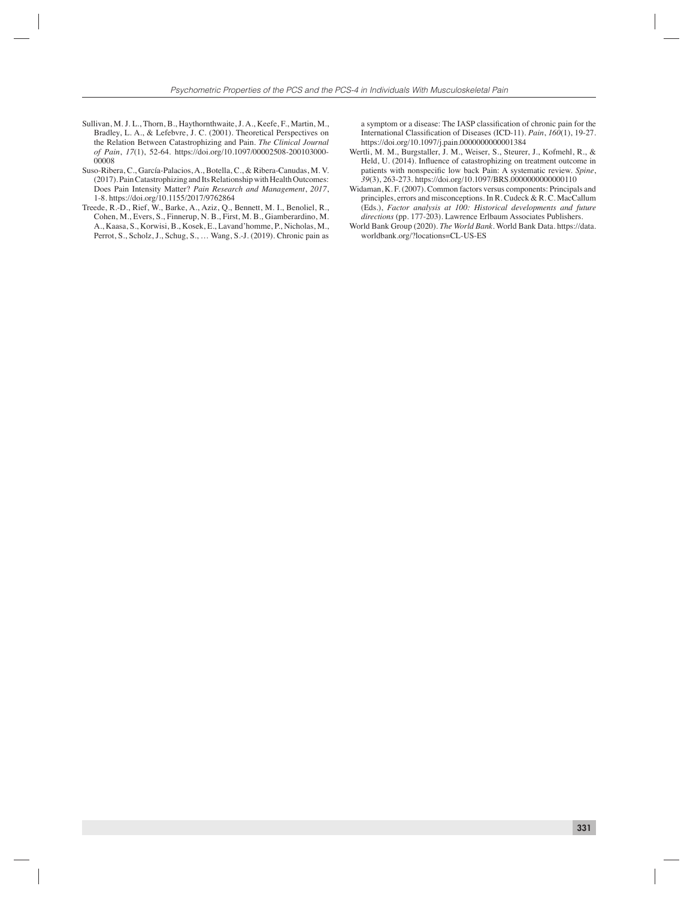Sullivan, M. J. L., Thorn, B., Haythornthwaite, J. A., Keefe, F., Martin, M., Bradley, L. A., & Lefebvre, J. C. (2001). Theoretical Perspectives on the Relation Between Catastrophizing and Pain. *The Clinical Journal of Pain*, *17*(1), 52-64. https://doi.org/10.1097/00002508-200103000-00008

Suso-Ribera, C., García-Palacios, A., Botella, C., & Ribera-Canudas, M. V. (2017). Pain Catastrophizing and Its Relationship with Health Outcomes: Does Pain Intensity Matter? *Pain Research and Management*, *2017*, 1-8. https://doi.org/10.1155/2017/9762864

Treede, R.-D., Rief, W., Barke, A., Aziz, Q., Bennett, M. I., Benoliel, R., Cohen, M., Evers, S., Finnerup, N. B., First, M. B., Giamberardino, M. A., Kaasa, S., Korwisi, B., Kosek, E., Lavand'homme, P., Nicholas, M., Perrot, S., Scholz, J., Schug, S., … Wang, S.-J. (2019). Chronic pain as a symptom or a disease: The IASP classification of chronic pain for the International Classification of Diseases (ICD-11). *Pain*, *160*(1), 19-27. https://doi.org/10.1097/j.pain.0000000000001384

Wertli, M. M., Burgstaller, J. M., Weiser, S., Steurer, J., Kofmehl, R., & Held, U. (2014). Influence of catastrophizing on treatment outcome in patients with nonspecific low back Pain: A systematic review. *Spine*, *39*(3), 263-273. https://doi.org/10.1097/BRS.0000000000000110

Widaman, K. F. (2007). Common factors versus components: Principals and principles, errors and misconceptions. In R. Cudeck & R. C. MacCallum (Eds.), *Factor analysis at 100: Historical developments and future directions* (pp. 177-203). Lawrence Erlbaum Associates Publishers.

World Bank Group (2020). *The World Bank*. World Bank Data. https://data.worldbank.org/?locations=CL-US-ES